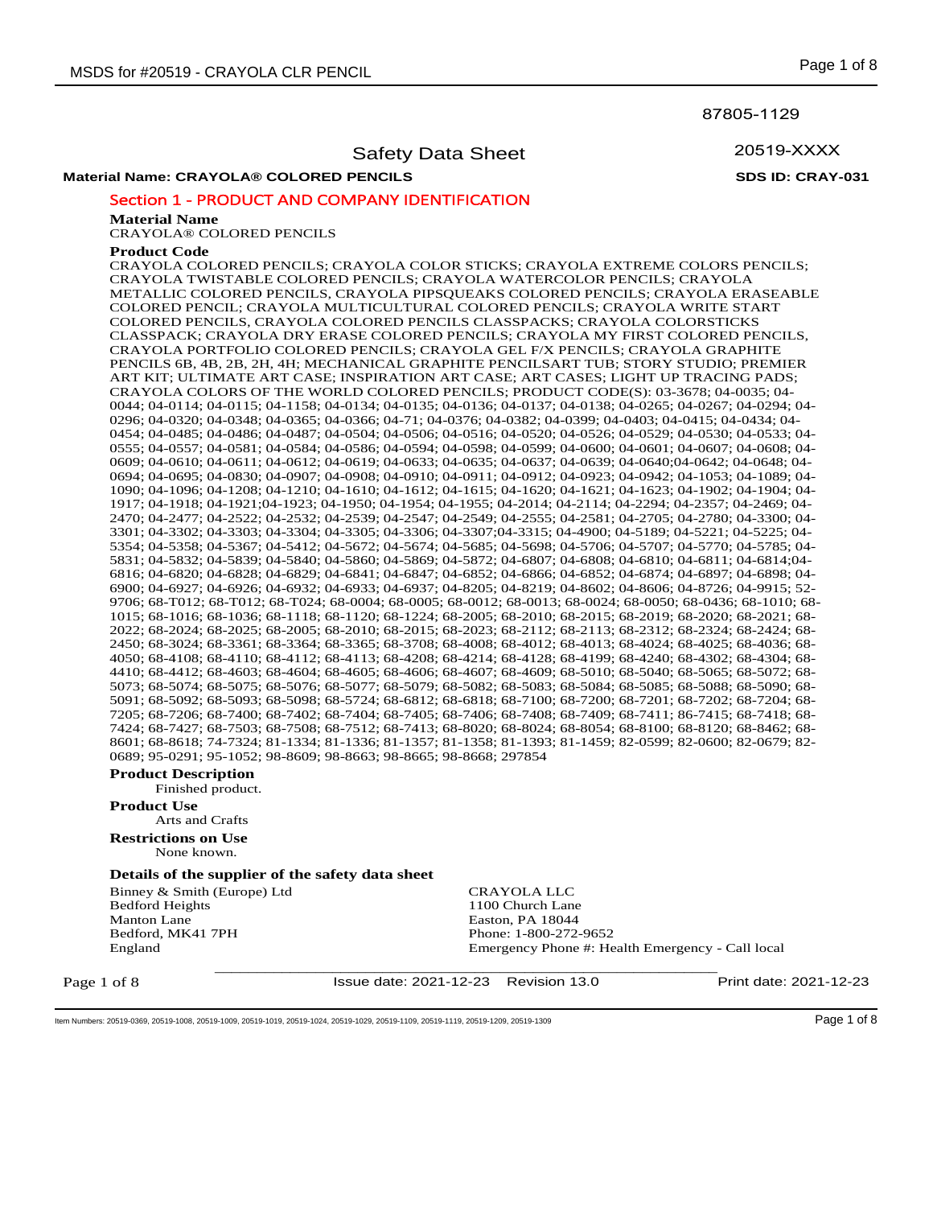87805-1129

# Safety Data Sheet

20519-XXXX

**Material Name: CRAYOLA® COLORED PENCILS** **SDS ID: CRAY-031**

## Section 1 - PRODUCT AND COMPANY IDENTIFICATION

**Material Name**

CRAYOLA® COLORED PENCILS

**Product Code**

CRAYOLA COLORED PENCILS; CRAYOLA COLOR STICKS; CRAYOLA EXTREME COLORS PENCILS; CRAYOLA TWISTABLE COLORED PENCILS; CRAYOLA WATERCOLOR PENCILS; CRAYOLA METALLIC COLORED PENCILS, CRAYOLA PIPSQUEAKS COLORED PENCILS; CRAYOLA ERASEABLE COLORED PENCIL; CRAYOLA MULTICULTURAL COLORED PENCILS; CRAYOLA WRITE START COLORED PENCILS, CRAYOLA COLORED PENCILS CLASSPACKS; CRAYOLA COLORSTICKS CLASSPACK; CRAYOLA DRY ERASE COLORED PENCILS; CRAYOLA MY FIRST COLORED PENCILS, CRAYOLA PORTFOLIO COLORED PENCILS; CRAYOLA GEL F/X PENCILS; CRAYOLA GRAPHITE PENCILS 6B, 4B, 2B, 2H, 4H; MECHANICAL GRAPHITE PENCILSART TUB; STORY STUDIO; PREMIER ART KIT; ULTIMATE ART CASE; INSPIRATION ART CASE; ART CASES; LIGHT UP TRACING PADS; CRAYOLA COLORS OF THE WORLD COLORED PENCILS; PRODUCT CODE(S): 03-3678; 04-0035; 04-0044; 04-0114; 04-0115; 04-1158; 04-0134; 04-0135; 04-0136; 04-0137; 04-0138; 04-0265; 04-0267; 04-0294; 04-0296; 04-0320; 04-0348; 04-0365; 04-0366; 04-71; 04-0376; 04-0382; 04-0399; 04-0403; 04-0415; 04-0434; 04-0454; 04-0485; 04-0486; 04-0487; 04-0504; 04-0506; 04-0516; 04-0520; 04-0526; 04-0529; 04-0530; 04-0533; 04-0555; 04-0557; 04-0581; 04-0584; 04-0586; 04-0594; 04-0598; 04-0599; 04-0600; 04-0601; 04-0607; 04-0608; 04-0609; 04-0610; 04-0611; 04-0612; 04-0619; 04-0633; 04-0635; 04-0637; 04-0639; 04-0640;04-0642; 04-0648; 04-0694; 04-0695; 04-0830; 04-0907; 04-0908; 04-0910; 04-0911; 04-0912; 04-0923; 04-0942; 04-1053; 04-1089; 04-1090; 04-1096; 04-1208; 04-1210; 04-1610; 04-1612; 04-1615; 04-1620; 04-1621; 04-1623; 04-1902; 04-1904; 04-1917; 04-1918; 04-1921;04-1923; 04-1950; 04-1954; 04-1955; 04-2014; 04-2114; 04-2294; 04-2357; 04-2469; 04-2470; 04-2477; 04-2522; 04-2532; 04-2539; 04-2547; 04-2549; 04-2555; 04-2581; 04-2705; 04-2780; 04-3300; 04-3301; 04-3302; 04-3303; 04-3304; 04-3305; 04-3306; 04-3307;04-3315; 04-4900; 04-5189; 04-5221; 04-5225; 04-5354; 04-5358; 04-5367; 04-5412; 04-5672; 04-5674; 04-5685; 04-5698; 04-5706; 04-5707; 04-5770; 04-5785; 04-5831; 04-5832; 04-5839; 04-5840; 04-5860; 04-5869; 04-5872; 04-6807; 04-6808; 04-6810; 04-6811; 04-6814;04-6816; 04-6820; 04-6828; 04-6829; 04-6841; 04-6847; 04-6852; 04-6866; 04-6852; 04-6874; 04-6897; 04-6898; 04-6900; 04-6927; 04-6926; 04-6932; 04-6933; 04-6937; 04-8205; 04-8219; 04-8602; 04-8606; 04-8726; 04-9915; 52-9706; 68-T012; 68-T012; 68-T024; 68-0004; 68-0005; 68-0012; 68-0013; 68-0024; 68-0050; 68-0436; 68-1010; 68-1015; 68-1016; 68-1036; 68-1118; 68-1120; 68-1224; 68-2005; 68-2010; 68-2015; 68-2019; 68-2020; 68-2021; 68-2022; 68-2024; 68-2025; 68-2005; 68-2010; 68-2015; 68-2023; 68-2112; 68-2113; 68-2312; 68-2324; 68-2424; 68-2450; 68-3024; 68-3361; 68-3364; 68-3365; 68-3708; 68-4008; 68-4012; 68-4013; 68-4024; 68-4025; 68-4036; 68-4050; 68-4108; 68-4110; 68-4112; 68-4113; 68-4208; 68-4214; 68-4128; 68-4199; 68-4240; 68-4302; 68-4304; 68-4410; 68-4412; 68-4603; 68-4604; 68-4605; 68-4606; 68-4607; 68-4609; 68-5010; 68-5040; 68-5065; 68-5072; 68-5073; 68-5074; 68-5075; 68-5076; 68-5077; 68-5079; 68-5082; 68-5083; 68-5084; 68-5085; 68-5088; 68-5090; 68-5091; 68-5092; 68-5093; 68-5098; 68-5724; 68-6812; 68-6818; 68-7100; 68-7200; 68-7201; 68-7202; 68-7204; 68-7205; 68-7206; 68-7400; 68-7402; 68-7404; 68-7405; 68-7406; 68-7408; 68-7409; 68-7411; 86-7415; 68-7418; 68-7424; 68-7427; 68-7503; 68-7508; 68-7512; 68-7413; 68-8020; 68-8024; 68-8054; 68-8100; 68-8120; 68-8462; 68-8601; 68-8618; 74-7324; 81-1334; 81-1336; 81-1357; 81-1358; 81-1393; 81-1459; 82-0599; 82-0600; 82-0679; 82-0689; 95-0291; 95-1052; 98-8609; 98-8663; 98-8665; 98-8668; 297854

**Product Description**

Finished product.

**Product Use**

Arts and Crafts

**Restrictions on Use**

None known.

**Details of the supplier of the safety data sheet**

Binney & Smith (Europe) Ltd
Bedford Heights
Manton Lane
Bedford, MK41 7PH
England

CRAYOLA LLC
1100 Church Lane
Easton, PA 18044
Phone: 1-800-272-9652
Emergency Phone #: Health Emergency - Call local

Issue date: 2021-12-23 Revision 13.0 Print date: 2021-12-23

Item Numbers: 20519-0369, 20519-1008, 20519-1009, 20519-1019, 20519-1024, 20519-1029, 20519-1109, 20519-1119, 20519-1209, 20519-1309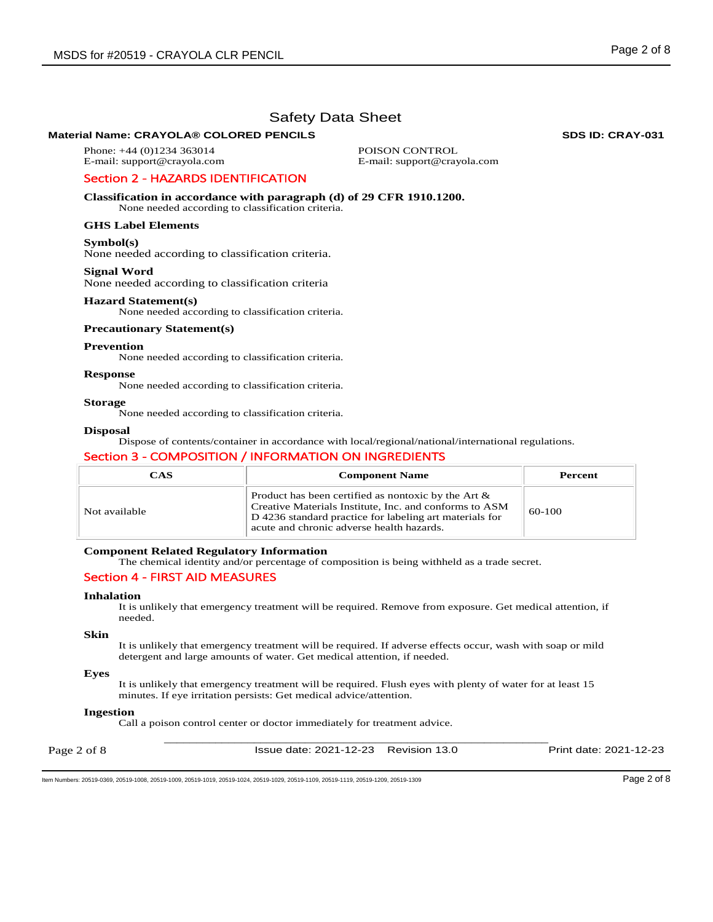# Safety Data Sheet

**Material Name: CRAYOLA® COLORED PENCILS** **SDS ID: CRAY-031**

Phone: +44 (0)1234 363014
E-mail: support@crayola.com

POISON CONTROL
E-mail: support@crayola.com

## Section 2 - HAZARDS IDENTIFICATION

**Classification in accordance with paragraph (d) of 29 CFR 1910.1200.**

None needed according to classification criteria.

### GHS Label Elements

**Symbol(s)**

None needed according to classification criteria.

**Signal Word**

None needed according to classification criteria

**Hazard Statement(s)**

None needed according to classification criteria.

**Precautionary Statement(s)**

**Prevention**

None needed according to classification criteria.

**Response**

None needed according to classification criteria.

**Storage**

None needed according to classification criteria.

**Disposal**

Dispose of contents/container in accordance with local/regional/national/international regulations.

## Section 3 - COMPOSITION / INFORMATION ON INGREDIENTS

| CAS | Component Name | Percent |
|---|---|---|
| Not available | Product has been certified as nontoxic by the Art & Creative Materials Institute, Inc. and conforms to ASM D 4236 standard practice for labeling art materials for acute and chronic adverse health hazards. | 60-100 |

**Component Related Regulatory Information**

The chemical identity and/or percentage of composition is being withheld as a trade secret.

## Section 4 - FIRST AID MEASURES

**Inhalation**

It is unlikely that emergency treatment will be required. Remove from exposure. Get medical attention, if needed.

**Skin**

It is unlikely that emergency treatment will be required. If adverse effects occur, wash with soap or mild detergent and large amounts of water. Get medical attention, if needed.

**Eyes**

It is unlikely that emergency treatment will be required. Flush eyes with plenty of water for at least 15 minutes. If eye irritation persists: Get medical advice/attention.

**Ingestion**

Call a poison control center or doctor immediately for treatment advice.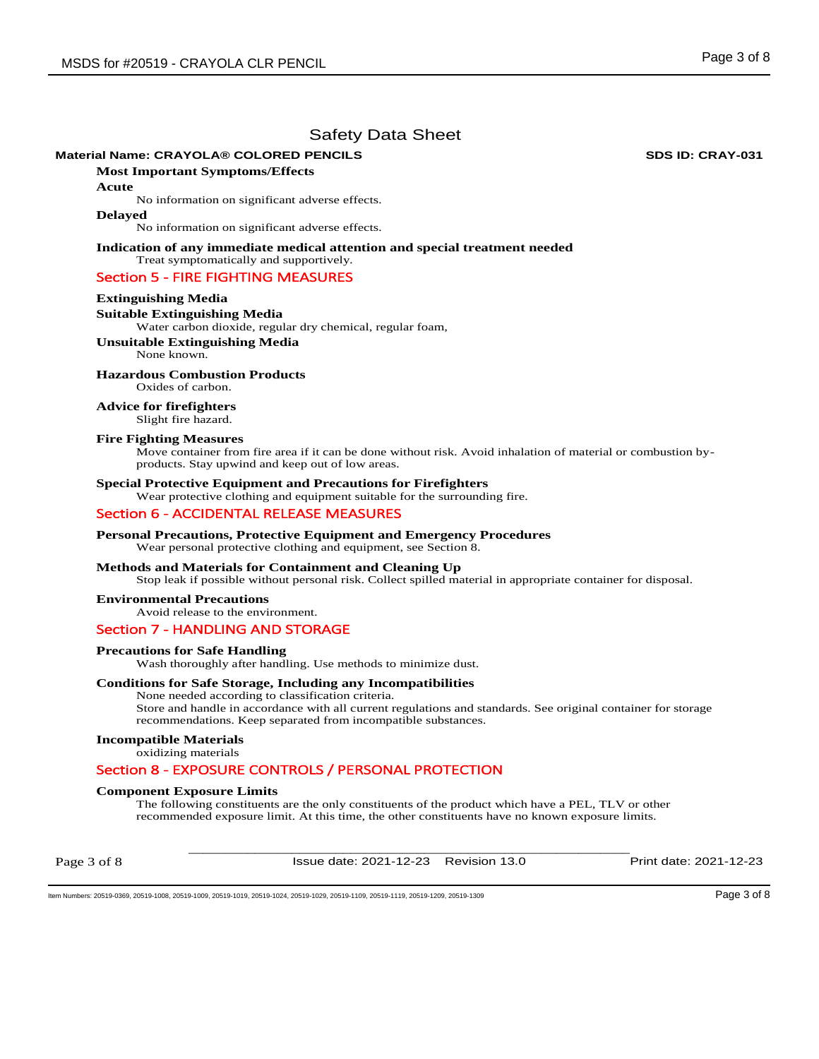# Safety Data Sheet

**Material Name: CRAYOLA® COLORED PENCILS** **SDS ID: CRAY-031**

### Most Important Symptoms/Effects

**Acute**

No information on significant adverse effects.

**Delayed**

No information on significant adverse effects.

### Indication of any immediate medical attention and special treatment needed

Treat symptomatically and supportively.

## Section 5 - FIRE FIGHTING MEASURES

### Extinguishing Media

### Suitable Extinguishing Media

Water carbon dioxide, regular dry chemical, regular foam,

### Unsuitable Extinguishing Media

None known.

### Hazardous Combustion Products

Oxides of carbon.

### Advice for firefighters

Slight fire hazard.

### Fire Fighting Measures

Move container from fire area if it can be done without risk. Avoid inhalation of material or combustion by-products. Stay upwind and keep out of low areas.

### Special Protective Equipment and Precautions for Firefighters

Wear protective clothing and equipment suitable for the surrounding fire.

## Section 6 - ACCIDENTAL RELEASE MEASURES

### Personal Precautions, Protective Equipment and Emergency Procedures

Wear personal protective clothing and equipment, see Section 8.

### Methods and Materials for Containment and Cleaning Up

Stop leak if possible without personal risk. Collect spilled material in appropriate container for disposal.

### Environmental Precautions

Avoid release to the environment.

## Section 7 - HANDLING AND STORAGE

### Precautions for Safe Handling

Wash thoroughly after handling. Use methods to minimize dust.

### Conditions for Safe Storage, Including any Incompatibilities

None needed according to classification criteria.

Store and handle in accordance with all current regulations and standards. See original container for storage recommendations. Keep separated from incompatible substances.

### Incompatible Materials

oxidizing materials

## Section 8 - EXPOSURE CONTROLS / PERSONAL PROTECTION

### Component Exposure Limits

The following constituents are the only constituents of the product which have a PEL, TLV or other recommended exposure limit. At this time, the other constituents have no known exposure limits.

Issue date: 2021-12-23 Revision 13.0 Print date: 2021-12-23

Item Numbers: 20519-0369, 20519-1008, 20519-1009, 20519-1019, 20519-1024, 20519-1029, 20519-1109, 20519-1119, 20519-1209, 20519-1309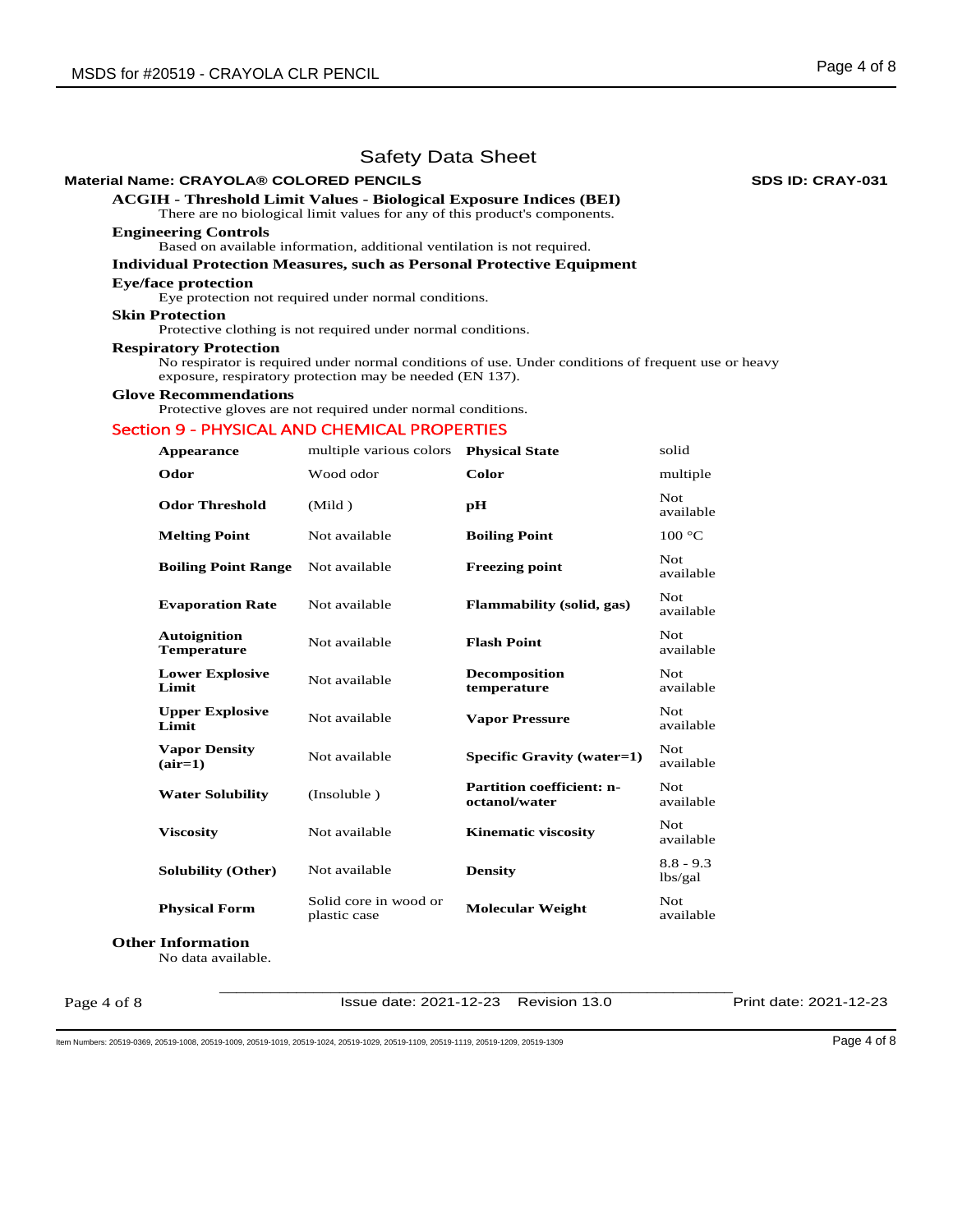# Safety Data Sheet

**Material Name: CRAYOLA® COLORED PENCILS** **SDS ID: CRAY-031**

**ACGIH - Threshold Limit Values - Biological Exposure Indices (BEI)**

There are no biological limit values for any of this product's components.

**Engineering Controls**

Based on available information, additional ventilation is not required.

**Individual Protection Measures, such as Personal Protective Equipment**

**Eye/face protection**

Eye protection not required under normal conditions.

**Skin Protection**

Protective clothing is not required under normal conditions.

**Respiratory Protection**

No respirator is required under normal conditions of use. Under conditions of frequent use or heavy exposure, respiratory protection may be needed (EN 137).

**Glove Recommendations**

Protective gloves are not required under normal conditions.

## Section 9 - PHYSICAL AND CHEMICAL PROPERTIES

| | | | |
|---|---|---|---|
| **Appearance** | multiple various colors | **Physical State** | solid |
| **Odor** | Wood odor | **Color** | multiple |
| **Odor Threshold** | (Mild ) | **pH** | Not available |
| **Melting Point** | Not available | **Boiling Point** | 100 °C |
| **Boiling Point Range** | Not available | **Freezing point** | Not available |
| **Evaporation Rate** | Not available | **Flammability (solid, gas)** | Not available |
| **Autoignition Temperature** | Not available | **Flash Point** | Not available |
| **Lower Explosive Limit** | Not available | **Decomposition temperature** | Not available |
| **Upper Explosive Limit** | Not available | **Vapor Pressure** | Not available |
| **Vapor Density (air=1)** | Not available | **Specific Gravity (water=1)** | Not available |
| **Water Solubility** | (Insoluble ) | **Partition coefficient: n-octanol/water** | Not available |
| **Viscosity** | Not available | **Kinematic viscosity** | Not available |
| **Solubility (Other)** | Not available | **Density** | 8.8 - 9.3 lbs/gal |
| **Physical Form** | Solid core in wood or plastic case | **Molecular Weight** | Not available |

**Other Information**

No data available.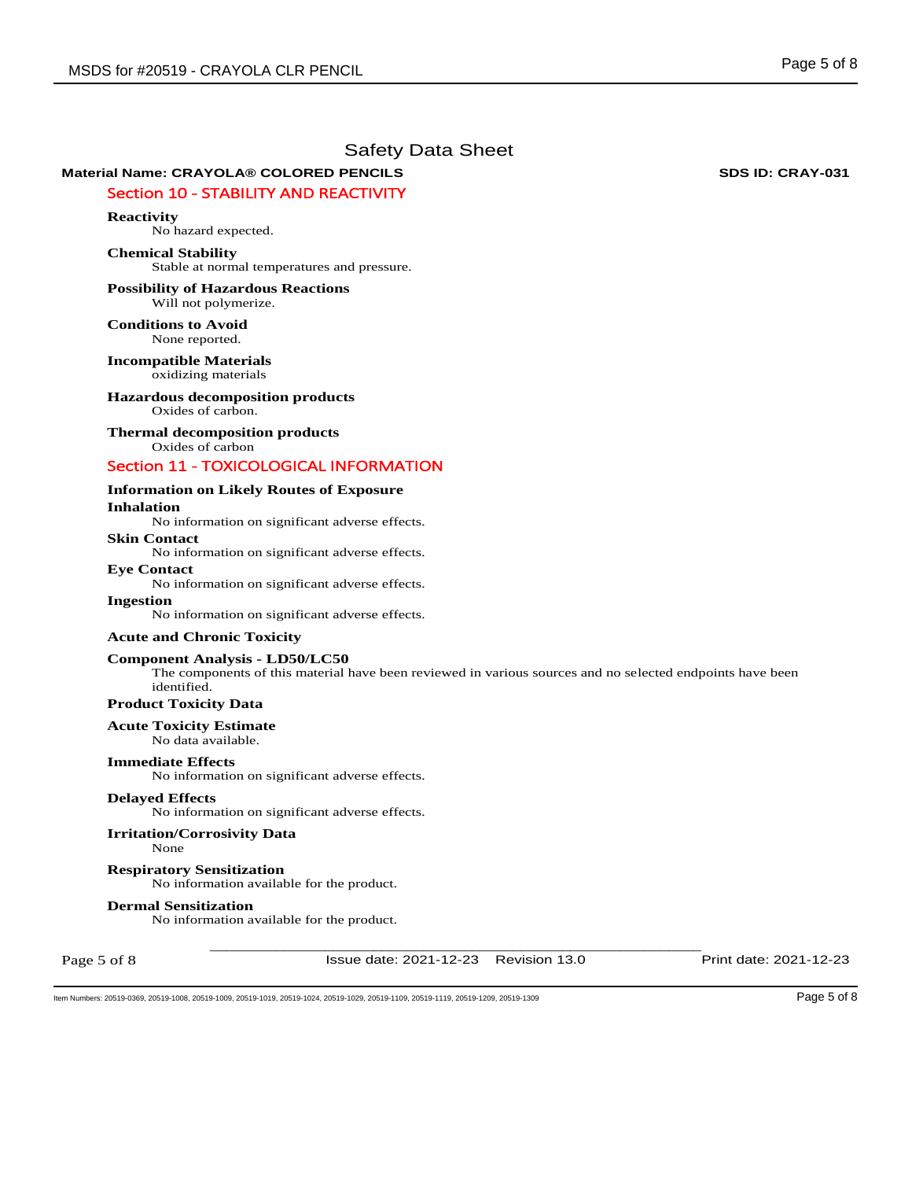# Safety Data Sheet

**Material Name: CRAYOLA® COLORED PENCILS** **SDS ID: CRAY-031**

## Section 10 - STABILITY AND REACTIVITY

**Reactivity**
No hazard expected.

**Chemical Stability**
Stable at normal temperatures and pressure.

**Possibility of Hazardous Reactions**
Will not polymerize.

**Conditions to Avoid**
None reported.

**Incompatible Materials**
oxidizing materials

**Hazardous decomposition products**
Oxides of carbon.

**Thermal decomposition products**
Oxides of carbon

## Section 11 - TOXICOLOGICAL INFORMATION

**Information on Likely Routes of Exposure**

**Inhalation**
No information on significant adverse effects.

**Skin Contact**
No information on significant adverse effects.

**Eye Contact**
No information on significant adverse effects.

**Ingestion**
No information on significant adverse effects.

**Acute and Chronic Toxicity**

**Component Analysis - LD50/LC50**
The components of this material have been reviewed in various sources and no selected endpoints have been identified.

**Product Toxicity Data**

**Acute Toxicity Estimate**
No data available.

**Immediate Effects**
No information on significant adverse effects.

**Delayed Effects**
No information on significant adverse effects.

**Irritation/Corrosivity Data**
None

**Respiratory Sensitization**
No information available for the product.

**Dermal Sensitization**
No information available for the product.

Issue date: 2021-12-23 Revision 13.0 Print date: 2021-12-23

Item Numbers: 20519-0369, 20519-1008, 20519-1009, 20519-1019, 20519-1024, 20519-1029, 20519-1109, 20519-1119, 20519-1209, 20519-1309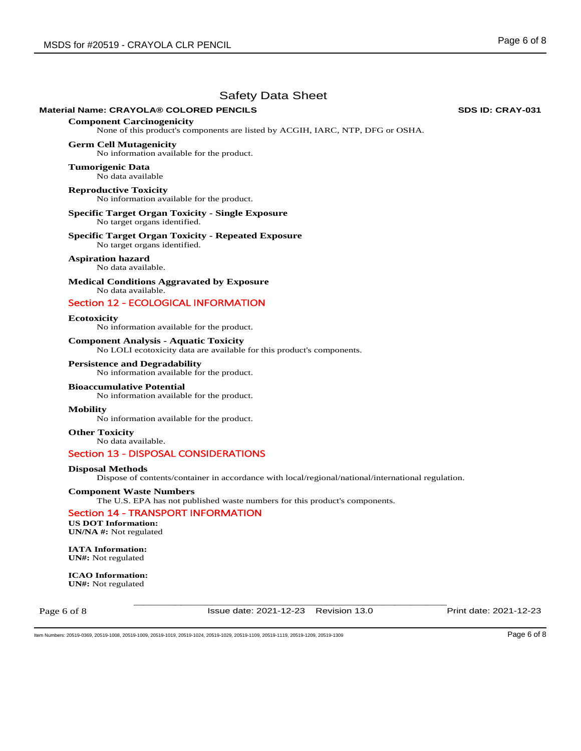Safety Data Sheet

**Material Name: CRAYOLA® COLORED PENCILS** **SDS ID: CRAY-031**

**Component Carcinogenicity**

None of this product's components are listed by ACGIH, IARC, NTP, DFG or OSHA.

**Germ Cell Mutagenicity**

No information available for the product.

**Tumorigenic Data**

No data available

**Reproductive Toxicity**

No information available for the product.

**Specific Target Organ Toxicity - Single Exposure**

No target organs identified.

**Specific Target Organ Toxicity - Repeated Exposure**

No target organs identified.

**Aspiration hazard**

No data available.

**Medical Conditions Aggravated by Exposure**

No data available.

## Section 12 - ECOLOGICAL INFORMATION

**Ecotoxicity**

No information available for the product.

**Component Analysis - Aquatic Toxicity**

No LOLI ecotoxicity data are available for this product's components.

**Persistence and Degradability**

No information available for the product.

**Bioaccumulative Potential**

No information available for the product.

**Mobility**

No information available for the product.

**Other Toxicity**

No data available.

## Section 13 - DISPOSAL CONSIDERATIONS

**Disposal Methods**

Dispose of contents/container in accordance with local/regional/national/international regulation.

**Component Waste Numbers**

The U.S. EPA has not published waste numbers for this product's components.

## Section 14 - TRANSPORT INFORMATION

**US DOT Information:**
**UN/NA #:** Not regulated

**IATA Information:**
**UN#:** Not regulated

**ICAO Information:**
**UN#:** Not regulated

Issue date: 2021-12-23 Revision 13.0 Print date: 2021-12-23

Item Numbers: 20519-0369, 20519-1008, 20519-1009, 20519-1019, 20519-1024, 20519-1029, 20519-1109, 20519-1119, 20519-1209, 20519-1309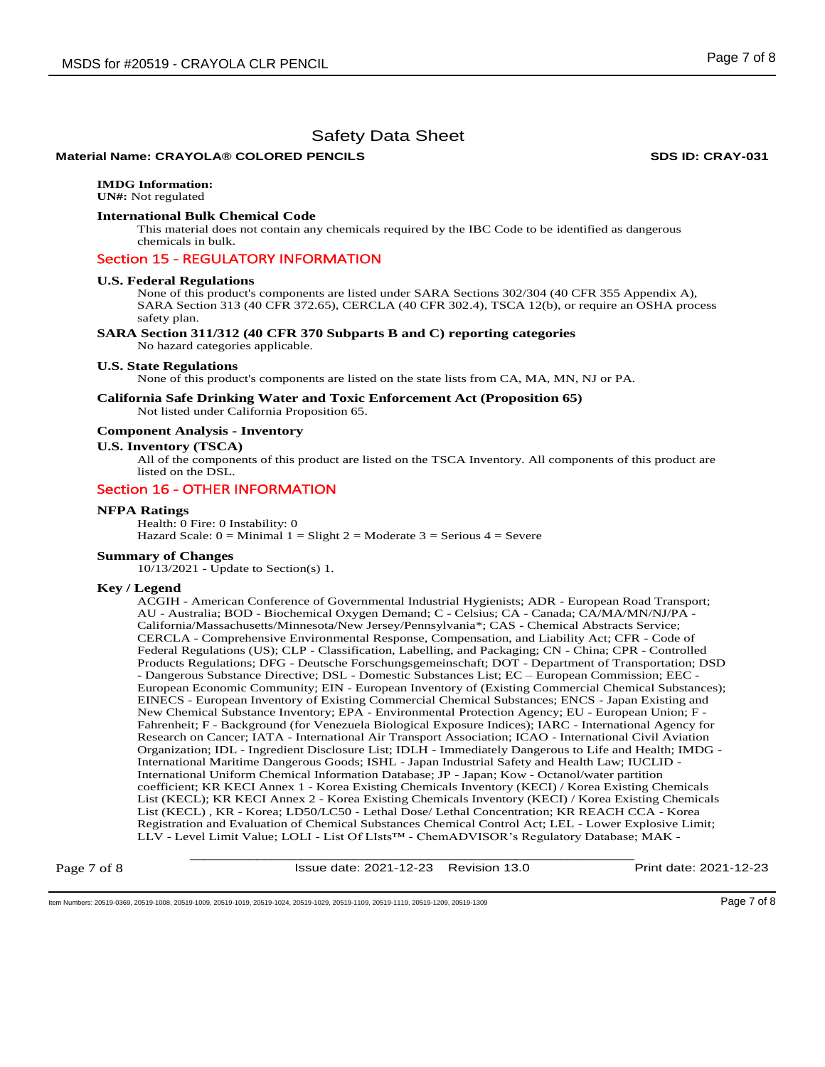# Safety Data Sheet

**Material Name: CRAYOLA® COLORED PENCILS** **SDS ID: CRAY-031**

**IMDG Information:**
**UN#:** Not regulated

**International Bulk Chemical Code**
This material does not contain any chemicals required by the IBC Code to be identified as dangerous chemicals in bulk.

## Section 15 - REGULATORY INFORMATION

**U.S. Federal Regulations**
None of this product's components are listed under SARA Sections 302/304 (40 CFR 355 Appendix A), SARA Section 313 (40 CFR 372.65), CERCLA (40 CFR 302.4), TSCA 12(b), or require an OSHA process safety plan.

**SARA Section 311/312 (40 CFR 370 Subparts B and C) reporting categories**
No hazard categories applicable.

**U.S. State Regulations**
None of this product's components are listed on the state lists from CA, MA, MN, NJ or PA.

**California Safe Drinking Water and Toxic Enforcement Act (Proposition 65)**
Not listed under California Proposition 65.

**Component Analysis - Inventory**

**U.S. Inventory (TSCA)**
All of the components of this product are listed on the TSCA Inventory. All components of this product are listed on the DSL.

## Section 16 - OTHER INFORMATION

**NFPA Ratings**
Health: 0 Fire: 0 Instability: 0
Hazard Scale: 0 = Minimal 1 = Slight 2 = Moderate 3 = Serious 4 = Severe

**Summary of Changes**
10/13/2021 - Update to Section(s) 1.

**Key / Legend**
ACGIH - American Conference of Governmental Industrial Hygienists; ADR - European Road Transport; AU - Australia; BOD - Biochemical Oxygen Demand; C - Celsius; CA - Canada; CA/MA/MN/NJ/PA - California/Massachusetts/Minnesota/New Jersey/Pennsylvania*; CAS - Chemical Abstracts Service; CERCLA - Comprehensive Environmental Response, Compensation, and Liability Act; CFR - Code of Federal Regulations (US); CLP - Classification, Labelling, and Packaging; CN - China; CPR - Controlled Products Regulations; DFG - Deutsche Forschungsgemeinschaft; DOT - Department of Transportation; DSD - Dangerous Substance Directive; DSL - Domestic Substances List; EC – European Commission; EEC - European Economic Community; EIN - European Inventory of (Existing Commercial Chemical Substances); EINECS - European Inventory of Existing Commercial Chemical Substances; ENCS - Japan Existing and New Chemical Substance Inventory; EPA - Environmental Protection Agency; EU - European Union; F - Fahrenheit; F - Background (for Venezuela Biological Exposure Indices); IARC - International Agency for Research on Cancer; IATA - International Air Transport Association; ICAO - International Civil Aviation Organization; IDL - Ingredient Disclosure List; IDLH - Immediately Dangerous to Life and Health; IMDG - International Maritime Dangerous Goods; ISHL - Japan Industrial Safety and Health Law; IUCLID - International Uniform Chemical Information Database; JP - Japan; Kow - Octanol/water partition coefficient; KR KECI Annex 1 - Korea Existing Chemicals Inventory (KECI) / Korea Existing Chemicals List (KECL); KR KECI Annex 2 - Korea Existing Chemicals Inventory (KECI) / Korea Existing Chemicals List (KECL) , KR - Korea; LD50/LC50 - Lethal Dose/ Lethal Concentration; KR REACH CCA - Korea Registration and Evaluation of Chemical Substances Chemical Control Act; LEL - Lower Explosive Limit; LLV - Level Limit Value; LOLI - List Of LIsts™ - ChemADVISOR's Regulatory Database; MAK -

Issue date: 2021-12-23 Revision 13.0 Print date: 2021-12-23

Item Numbers: 20519-0369, 20519-1008, 20519-1009, 20519-1019, 20519-1024, 20519-1029, 20519-1109, 20519-1119, 20519-1209, 20519-1309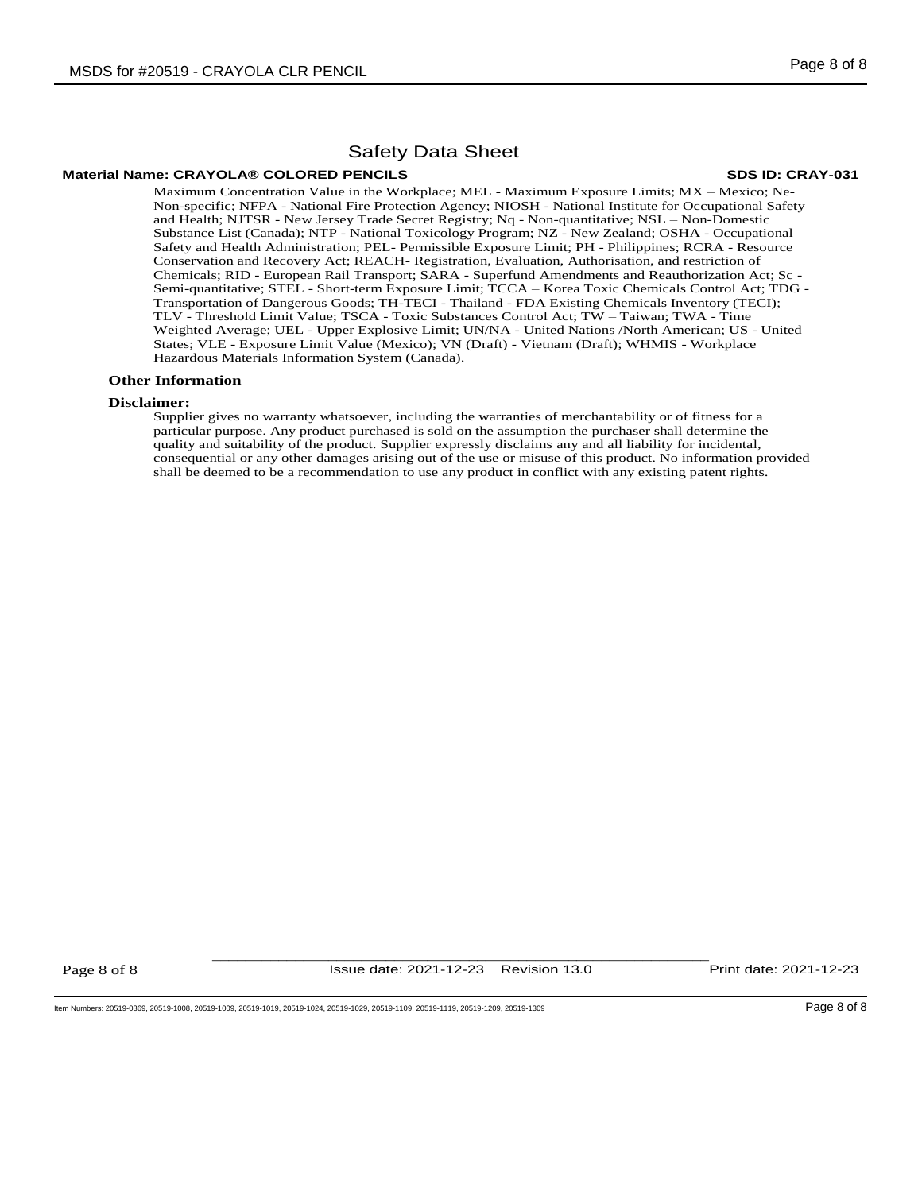# Safety Data Sheet

**Material Name: CRAYOLA® COLORED PENCILS** **SDS ID: CRAY-031**

Maximum Concentration Value in the Workplace; MEL - Maximum Exposure Limits; MX – Mexico; Ne- Non-specific; NFPA - National Fire Protection Agency; NIOSH - National Institute for Occupational Safety and Health; NJTSR - New Jersey Trade Secret Registry; Nq - Non-quantitative; NSL – Non-Domestic Substance List (Canada); NTP - National Toxicology Program; NZ - New Zealand; OSHA - Occupational Safety and Health Administration; PEL- Permissible Exposure Limit; PH - Philippines; RCRA - Resource Conservation and Recovery Act; REACH- Registration, Evaluation, Authorisation, and restriction of Chemicals; RID - European Rail Transport; SARA - Superfund Amendments and Reauthorization Act; Sc - Semi-quantitative; STEL - Short-term Exposure Limit; TCCA – Korea Toxic Chemicals Control Act; TDG - Transportation of Dangerous Goods; TH-TECI - Thailand - FDA Existing Chemicals Inventory (TECI); TLV - Threshold Limit Value; TSCA - Toxic Substances Control Act; TW – Taiwan; TWA - Time Weighted Average; UEL - Upper Explosive Limit; UN/NA - United Nations /North American; US - United States; VLE - Exposure Limit Value (Mexico); VN (Draft) - Vietnam (Draft); WHMIS - Workplace Hazardous Materials Information System (Canada).

### Other Information

**Disclaimer:**

Supplier gives no warranty whatsoever, including the warranties of merchantability or of fitness for a particular purpose. Any product purchased is sold on the assumption the purchaser shall determine the quality and suitability of the product. Supplier expressly disclaims any and all liability for incidental, consequential or any other damages arising out of the use or misuse of this product. No information provided shall be deemed to be a recommendation to use any product in conflict with any existing patent rights.

Issue date: 2021-12-23 Revision 13.0 Print date: 2021-12-23

Item Numbers: 20519-0369, 20519-1008, 20519-1009, 20519-1019, 20519-1024, 20519-1029, 20519-1109, 20519-1119, 20519-1209, 20519-1309